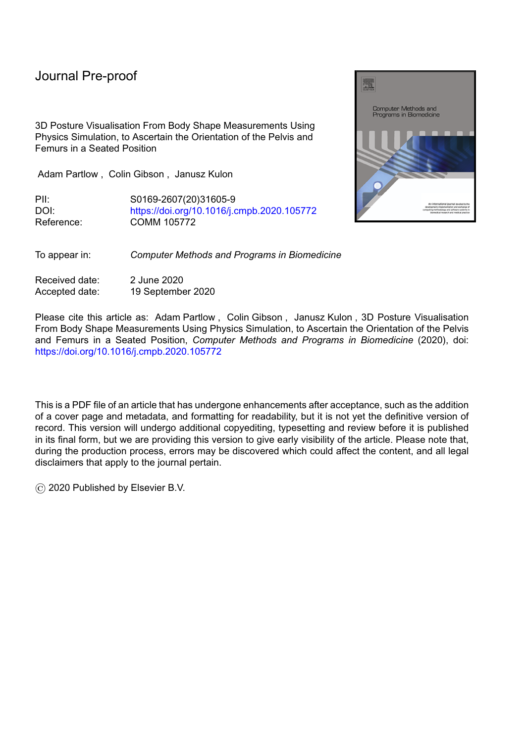# Journal Pre-proof

3D Posture Visualisation From Body Shape Measurements Using Physics Simulation, to Ascertain the Orientation of the Pelvis and Femurs in a Seated Position

Adam Partlow , Colin Gibson , Janusz Kulon

PII: S0169-2607(20)31605-9
DOI: https://doi.org/10.1016/j.cmpb.2020.105772
Reference: COMM 105772

To appear in: *Computer Methods and Programs in Biomedicine*

Received date: 2 June 2020
Accepted date: 19 September 2020

Please cite this article as: Adam Partlow , Colin Gibson , Janusz Kulon , 3D Posture Visualisation From Body Shape Measurements Using Physics Simulation, to Ascertain the Orientation of the Pelvis and Femurs in a Seated Position, *Computer Methods and Programs in Biomedicine* (2020), doi: https://doi.org/10.1016/j.cmpb.2020.105772

This is a PDF file of an article that has undergone enhancements after acceptance, such as the addition of a cover page and metadata, and formatting for readability, but it is not yet the definitive version of record. This version will undergo additional copyediting, typesetting and review before it is published in its final form, but we are providing this version to give early visibility of the article. Please note that, during the production process, errors may be discovered which could affect the content, and all legal disclaimers that apply to the journal pertain.

© 2020 Published by Elsevier B.V.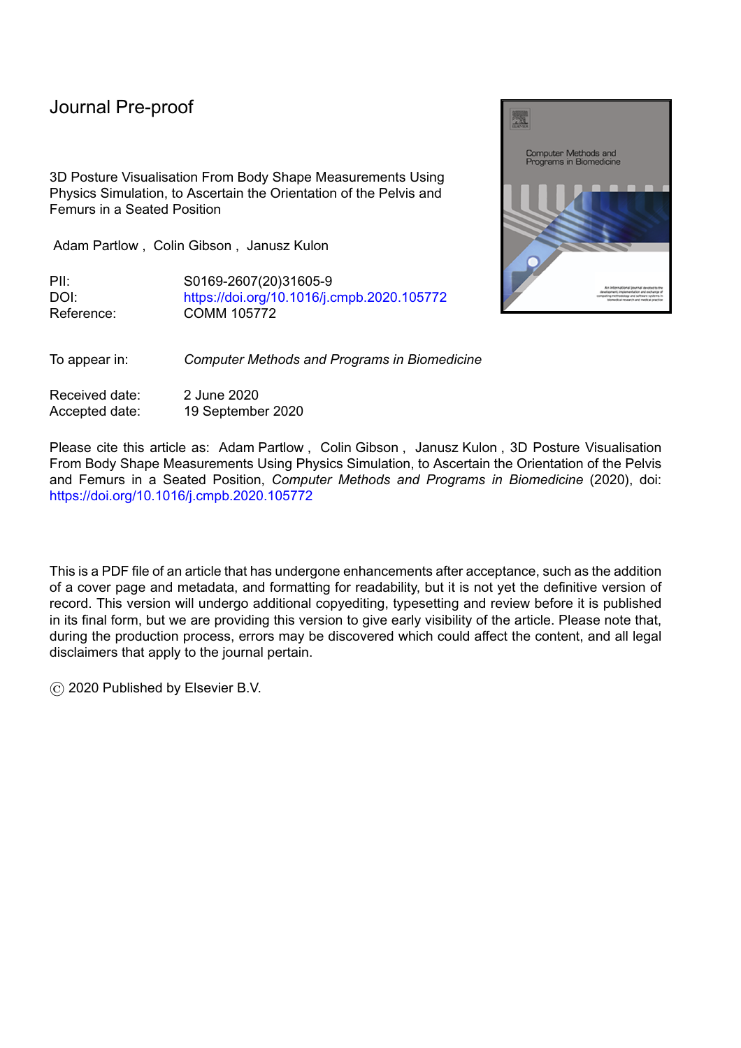# Journal Pre-proof

3D Posture Visualisation From Body Shape Measurements Using Physics Simulation, to Ascertain the Orientation of the Pelvis and Femurs in a Seated Position

Adam Partlow , Colin Gibson , Janusz Kulon

PII: S0169-2607(20)31605-9
DOI: https://doi.org/10.1016/j.cmpb.2020.105772
Reference: COMM 105772

To appear in: *Computer Methods and Programs in Biomedicine*

Received date: 2 June 2020
Accepted date: 19 September 2020

Please cite this article as: Adam Partlow , Colin Gibson , Janusz Kulon , 3D Posture Visualisation From Body Shape Measurements Using Physics Simulation, to Ascertain the Orientation of the Pelvis and Femurs in a Seated Position, *Computer Methods and Programs in Biomedicine* (2020), doi: https://doi.org/10.1016/j.cmpb.2020.105772

This is a PDF file of an article that has undergone enhancements after acceptance, such as the addition of a cover page and metadata, and formatting for readability, but it is not yet the definitive version of record. This version will undergo additional copyediting, typesetting and review before it is published in its final form, but we are providing this version to give early visibility of the article. Please note that, during the production process, errors may be discovered which could affect the content, and all legal disclaimers that apply to the journal pertain.

© 2020 Published by Elsevier B.V.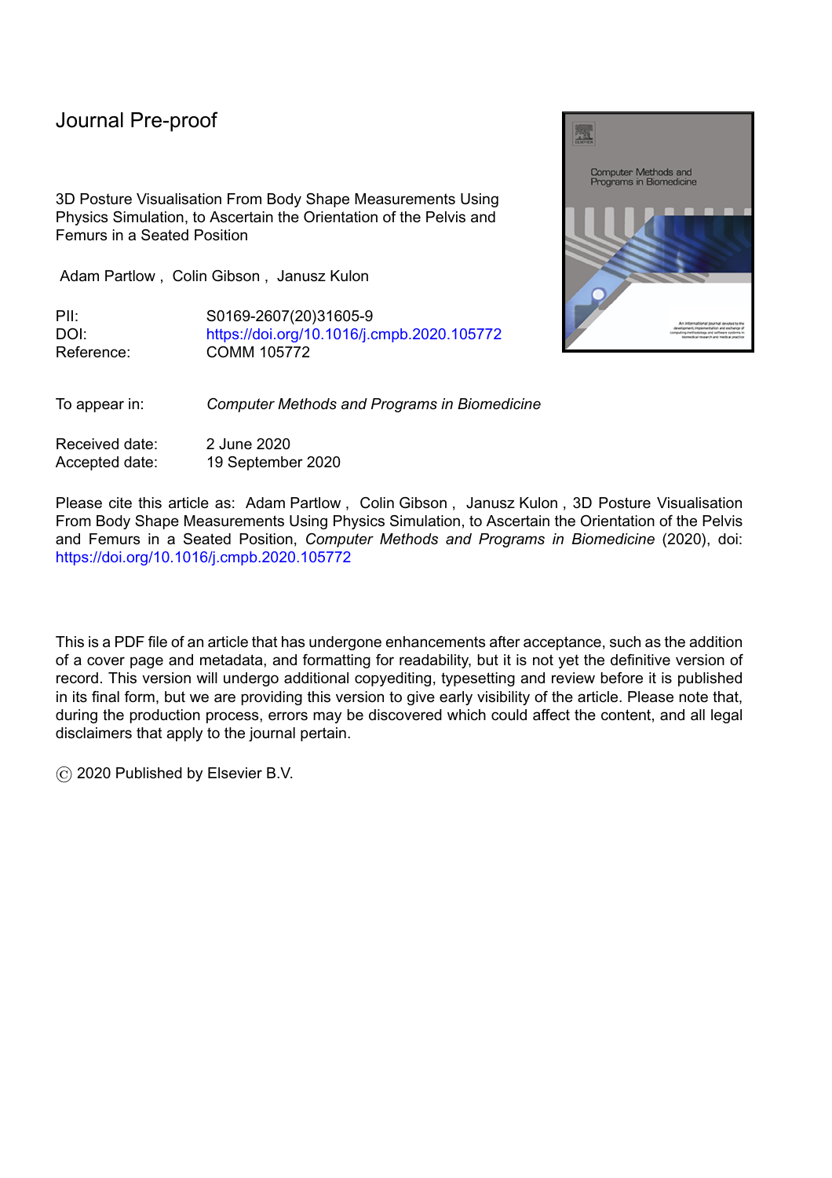Journal Pre-proof

3D Posture Visualisation From Body Shape Measurements Using Physics Simulation, to Ascertain the Orientation of the Pelvis and Femurs in a Seated Position

Adam Partlow , Colin Gibson , Janusz Kulon

PII: S0169-2607(20)31605-9
DOI: https://doi.org/10.1016/j.cmpb.2020.105772
Reference: COMM 105772

To appear in: *Computer Methods and Programs in Biomedicine*

Received date: 2 June 2020
Accepted date: 19 September 2020

Please cite this article as: Adam Partlow , Colin Gibson , Janusz Kulon , 3D Posture Visualisation From Body Shape Measurements Using Physics Simulation, to Ascertain the Orientation of the Pelvis and Femurs in a Seated Position, *Computer Methods and Programs in Biomedicine* (2020), doi: https://doi.org/10.1016/j.cmpb.2020.105772

This is a PDF file of an article that has undergone enhancements after acceptance, such as the addition of a cover page and metadata, and formatting for readability, but it is not yet the definitive version of record. This version will undergo additional copyediting, typesetting and review before it is published in its final form, but we are providing this version to give early visibility of the article. Please note that, during the production process, errors may be discovered which could affect the content, and all legal disclaimers that apply to the journal pertain.

© 2020 Published by Elsevier B.V.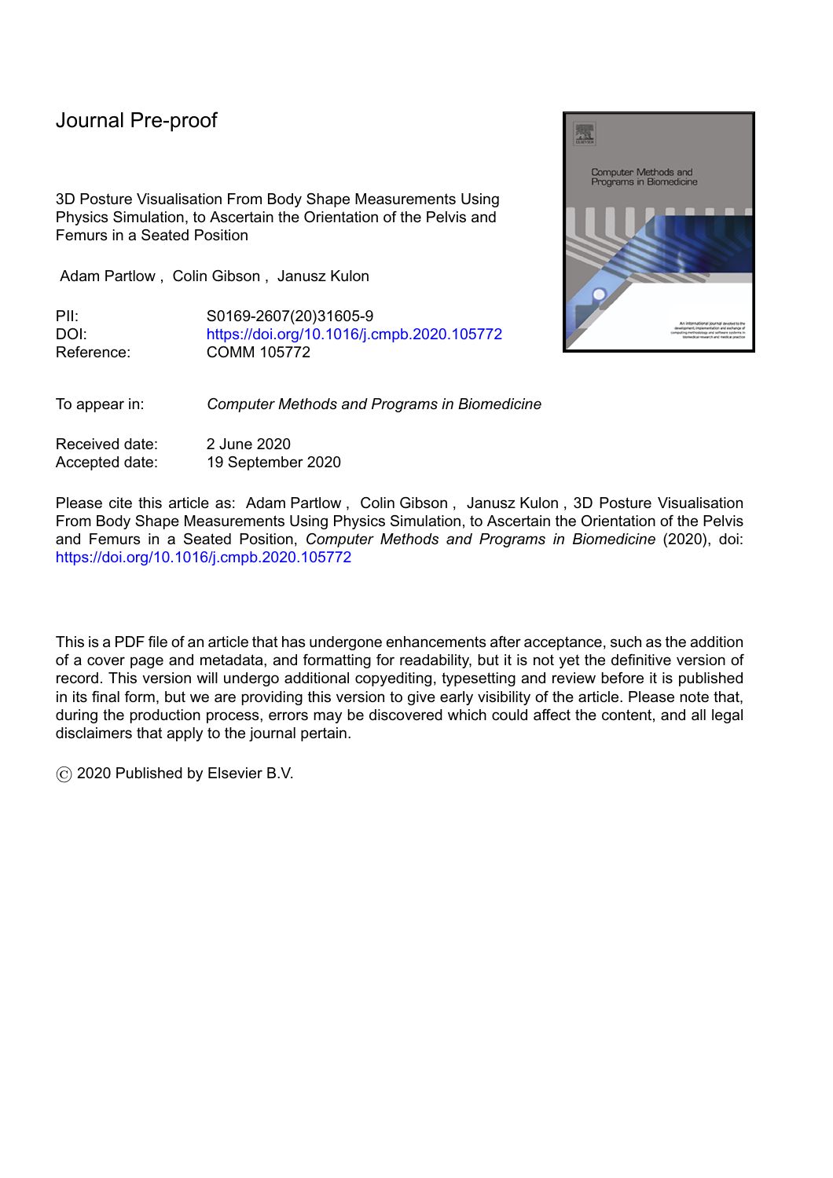# Journal Pre-proof

3D Posture Visualisation From Body Shape Measurements Using Physics Simulation, to Ascertain the Orientation of the Pelvis and Femurs in a Seated Position

Adam Partlow , Colin Gibson , Janusz Kulon

PII: S0169-2607(20)31605-9
DOI: https://doi.org/10.1016/j.cmpb.2020.105772
Reference: COMM 105772

To appear in: *Computer Methods and Programs in Biomedicine*

Received date: 2 June 2020
Accepted date: 19 September 2020

Please cite this article as: Adam Partlow , Colin Gibson , Janusz Kulon , 3D Posture Visualisation From Body Shape Measurements Using Physics Simulation, to Ascertain the Orientation of the Pelvis and Femurs in a Seated Position, *Computer Methods and Programs in Biomedicine* (2020), doi: https://doi.org/10.1016/j.cmpb.2020.105772

This is a PDF file of an article that has undergone enhancements after acceptance, such as the addition of a cover page and metadata, and formatting for readability, but it is not yet the definitive version of record. This version will undergo additional copyediting, typesetting and review before it is published in its final form, but we are providing this version to give early visibility of the article. Please note that, during the production process, errors may be discovered which could affect the content, and all legal disclaimers that apply to the journal pertain.

© 2020 Published by Elsevier B.V.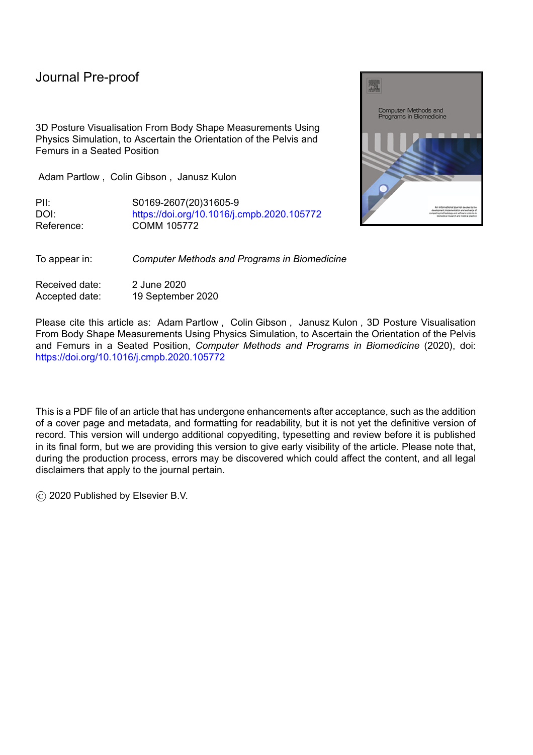# Journal Pre-proof

3D Posture Visualisation From Body Shape Measurements Using Physics Simulation, to Ascertain the Orientation of the Pelvis and Femurs in a Seated Position

Adam Partlow , Colin Gibson , Janusz Kulon

PII: S0169-2607(20)31605-9
DOI: https://doi.org/10.1016/j.cmpb.2020.105772
Reference: COMM 105772

To appear in: *Computer Methods and Programs in Biomedicine*

Received date: 2 June 2020
Accepted date: 19 September 2020

Please cite this article as: Adam Partlow , Colin Gibson , Janusz Kulon , 3D Posture Visualisation From Body Shape Measurements Using Physics Simulation, to Ascertain the Orientation of the Pelvis and Femurs in a Seated Position, *Computer Methods and Programs in Biomedicine* (2020), doi: https://doi.org/10.1016/j.cmpb.2020.105772

This is a PDF file of an article that has undergone enhancements after acceptance, such as the addition of a cover page and metadata, and formatting for readability, but it is not yet the definitive version of record. This version will undergo additional copyediting, typesetting and review before it is published in its final form, but we are providing this version to give early visibility of the article. Please note that, during the production process, errors may be discovered which could affect the content, and all legal disclaimers that apply to the journal pertain.

© 2020 Published by Elsevier B.V.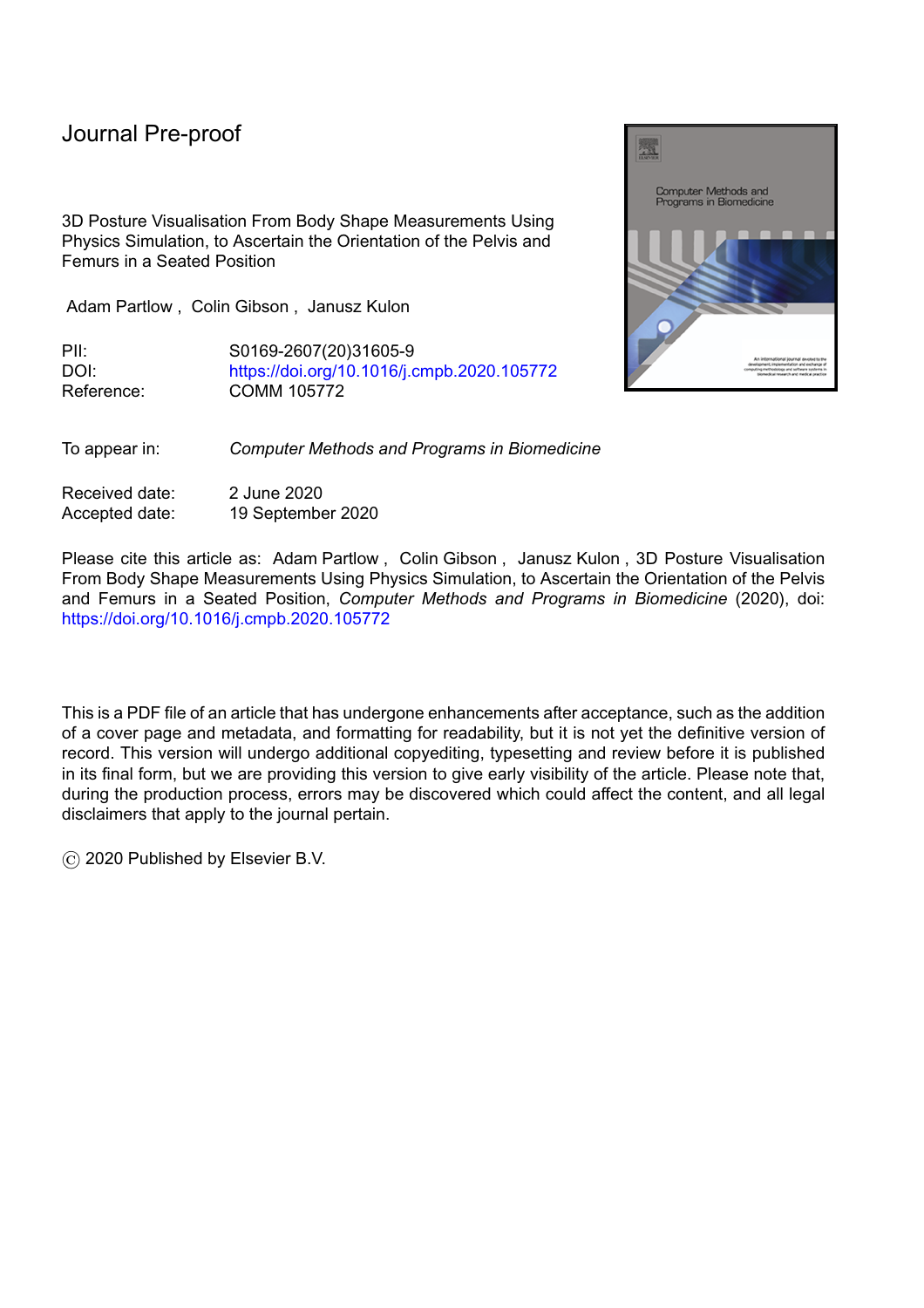Journal Pre-proof

3D Posture Visualisation From Body Shape Measurements Using Physics Simulation, to Ascertain the Orientation of the Pelvis and Femurs in a Seated Position

Adam Partlow , Colin Gibson , Janusz Kulon

PII: S0169-2607(20)31605-9
DOI: https://doi.org/10.1016/j.cmpb.2020.105772
Reference: COMM 105772

To appear in: *Computer Methods and Programs in Biomedicine*

Received date: 2 June 2020
Accepted date: 19 September 2020

Please cite this article as: Adam Partlow , Colin Gibson , Janusz Kulon , 3D Posture Visualisation From Body Shape Measurements Using Physics Simulation, to Ascertain the Orientation of the Pelvis and Femurs in a Seated Position, *Computer Methods and Programs in Biomedicine* (2020), doi: https://doi.org/10.1016/j.cmpb.2020.105772

This is a PDF file of an article that has undergone enhancements after acceptance, such as the addition of a cover page and metadata, and formatting for readability, but it is not yet the definitive version of record. This version will undergo additional copyediting, typesetting and review before it is published in its final form, but we are providing this version to give early visibility of the article. Please note that, during the production process, errors may be discovered which could affect the content, and all legal disclaimers that apply to the journal pertain.

© 2020 Published by Elsevier B.V.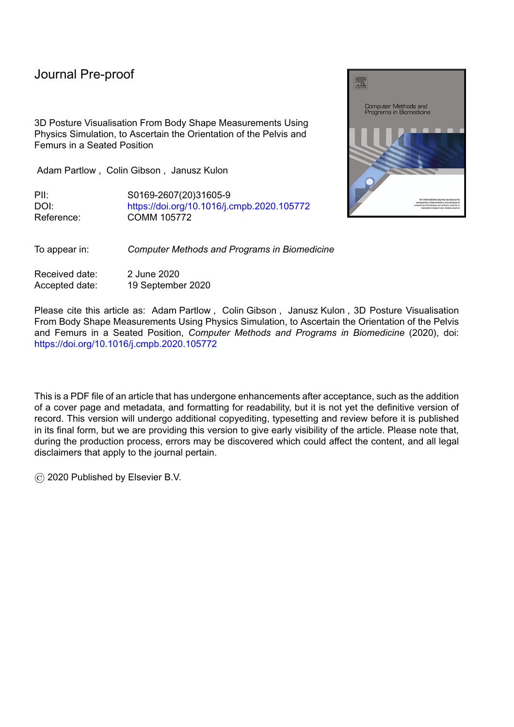Journal Pre-proof

3D Posture Visualisation From Body Shape Measurements Using Physics Simulation, to Ascertain the Orientation of the Pelvis and Femurs in a Seated Position

Adam Partlow , Colin Gibson , Janusz Kulon

PII: S0169-2607(20)31605-9
DOI: https://doi.org/10.1016/j.cmpb.2020.105772
Reference: COMM 105772

To appear in: *Computer Methods and Programs in Biomedicine*

Received date: 2 June 2020
Accepted date: 19 September 2020

Please cite this article as: Adam Partlow , Colin Gibson , Janusz Kulon , 3D Posture Visualisation From Body Shape Measurements Using Physics Simulation, to Ascertain the Orientation of the Pelvis and Femurs in a Seated Position, *Computer Methods and Programs in Biomedicine* (2020), doi: https://doi.org/10.1016/j.cmpb.2020.105772

This is a PDF file of an article that has undergone enhancements after acceptance, such as the addition of a cover page and metadata, and formatting for readability, but it is not yet the definitive version of record. This version will undergo additional copyediting, typesetting and review before it is published in its final form, but we are providing this version to give early visibility of the article. Please note that, during the production process, errors may be discovered which could affect the content, and all legal disclaimers that apply to the journal pertain.

© 2020 Published by Elsevier B.V.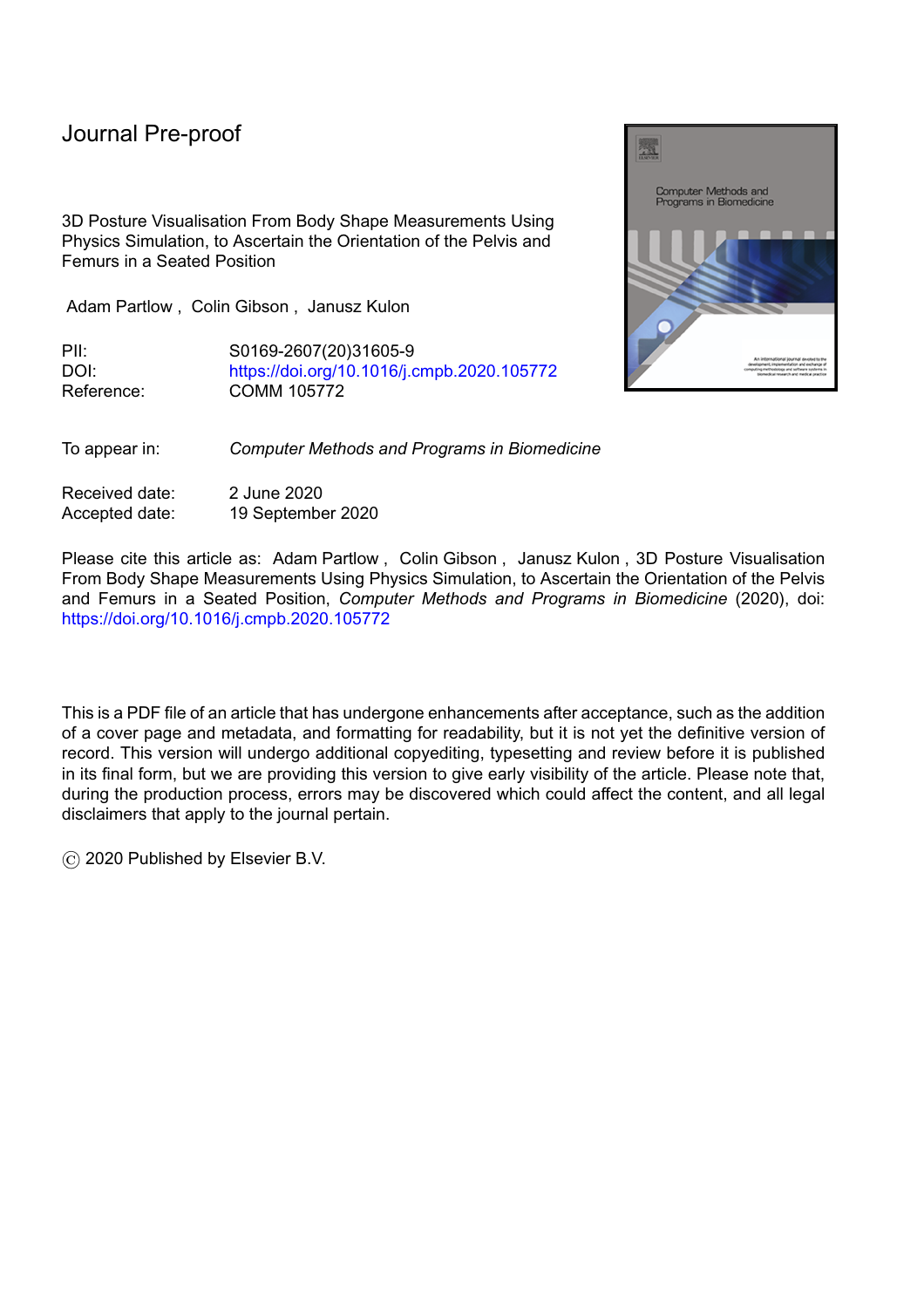Journal Pre-proof

3D Posture Visualisation From Body Shape Measurements Using Physics Simulation, to Ascertain the Orientation of the Pelvis and Femurs in a Seated Position

Adam Partlow , Colin Gibson , Janusz Kulon

PII: S0169-2607(20)31605-9
DOI: https://doi.org/10.1016/j.cmpb.2020.105772
Reference: COMM 105772

To appear in: *Computer Methods and Programs in Biomedicine*

Received date: 2 June 2020
Accepted date: 19 September 2020

Please cite this article as: Adam Partlow , Colin Gibson , Janusz Kulon , 3D Posture Visualisation From Body Shape Measurements Using Physics Simulation, to Ascertain the Orientation of the Pelvis and Femurs in a Seated Position, *Computer Methods and Programs in Biomedicine* (2020), doi: https://doi.org/10.1016/j.cmpb.2020.105772

This is a PDF file of an article that has undergone enhancements after acceptance, such as the addition of a cover page and metadata, and formatting for readability, but it is not yet the definitive version of record. This version will undergo additional copyediting, typesetting and review before it is published in its final form, but we are providing this version to give early visibility of the article. Please note that, during the production process, errors may be discovered which could affect the content, and all legal disclaimers that apply to the journal pertain.

© 2020 Published by Elsevier B.V.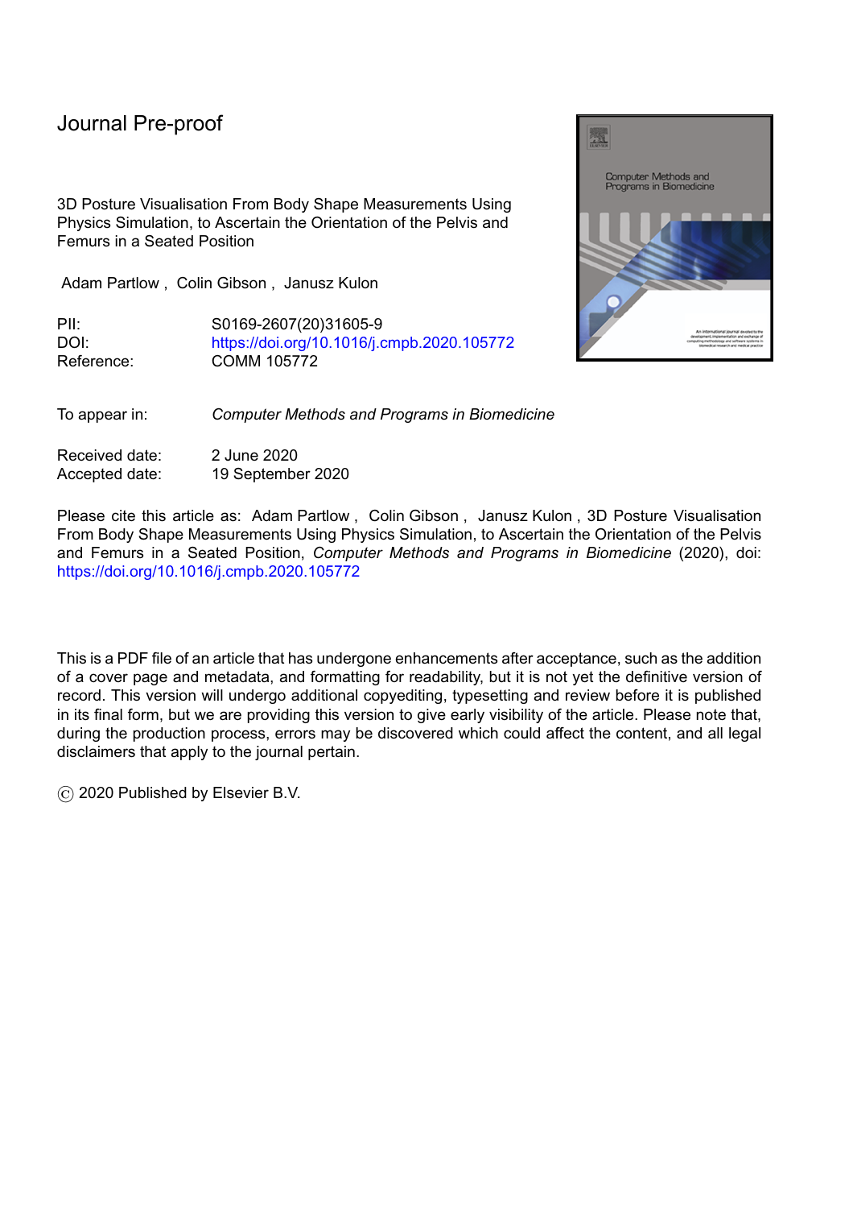Journal Pre-proof

3D Posture Visualisation From Body Shape Measurements Using Physics Simulation, to Ascertain the Orientation of the Pelvis and Femurs in a Seated Position

Adam Partlow , Colin Gibson , Janusz Kulon

PII: S0169-2607(20)31605-9
DOI: https://doi.org/10.1016/j.cmpb.2020.105772
Reference: COMM 105772

To appear in: *Computer Methods and Programs in Biomedicine*

Received date: 2 June 2020
Accepted date: 19 September 2020

Please cite this article as: Adam Partlow , Colin Gibson , Janusz Kulon , 3D Posture Visualisation From Body Shape Measurements Using Physics Simulation, to Ascertain the Orientation of the Pelvis and Femurs in a Seated Position, *Computer Methods and Programs in Biomedicine* (2020), doi: https://doi.org/10.1016/j.cmpb.2020.105772

This is a PDF file of an article that has undergone enhancements after acceptance, such as the addition of a cover page and metadata, and formatting for readability, but it is not yet the definitive version of record. This version will undergo additional copyediting, typesetting and review before it is published in its final form, but we are providing this version to give early visibility of the article. Please note that, during the production process, errors may be discovered which could affect the content, and all legal disclaimers that apply to the journal pertain.

© 2020 Published by Elsevier B.V.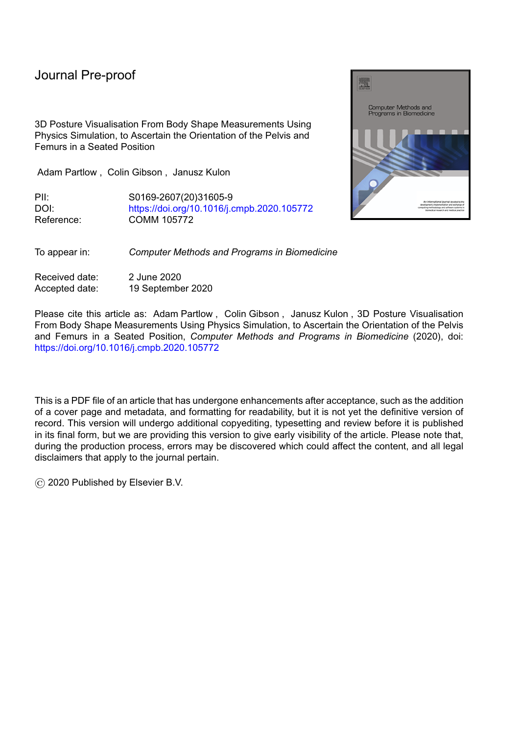Journal Pre-proof

3D Posture Visualisation From Body Shape Measurements Using Physics Simulation, to Ascertain the Orientation of the Pelvis and Femurs in a Seated Position

Adam Partlow , Colin Gibson , Janusz Kulon

PII: S0169-2607(20)31605-9
DOI: https://doi.org/10.1016/j.cmpb.2020.105772
Reference: COMM 105772

To appear in: *Computer Methods and Programs in Biomedicine*

Received date: 2 June 2020
Accepted date: 19 September 2020

Please cite this article as: Adam Partlow , Colin Gibson , Janusz Kulon , 3D Posture Visualisation From Body Shape Measurements Using Physics Simulation, to Ascertain the Orientation of the Pelvis and Femurs in a Seated Position, *Computer Methods and Programs in Biomedicine* (2020), doi: https://doi.org/10.1016/j.cmpb.2020.105772

This is a PDF file of an article that has undergone enhancements after acceptance, such as the addition of a cover page and metadata, and formatting for readability, but it is not yet the definitive version of record. This version will undergo additional copyediting, typesetting and review before it is published in its final form, but we are providing this version to give early visibility of the article. Please note that, during the production process, errors may be discovered which could affect the content, and all legal disclaimers that apply to the journal pertain.

© 2020 Published by Elsevier B.V.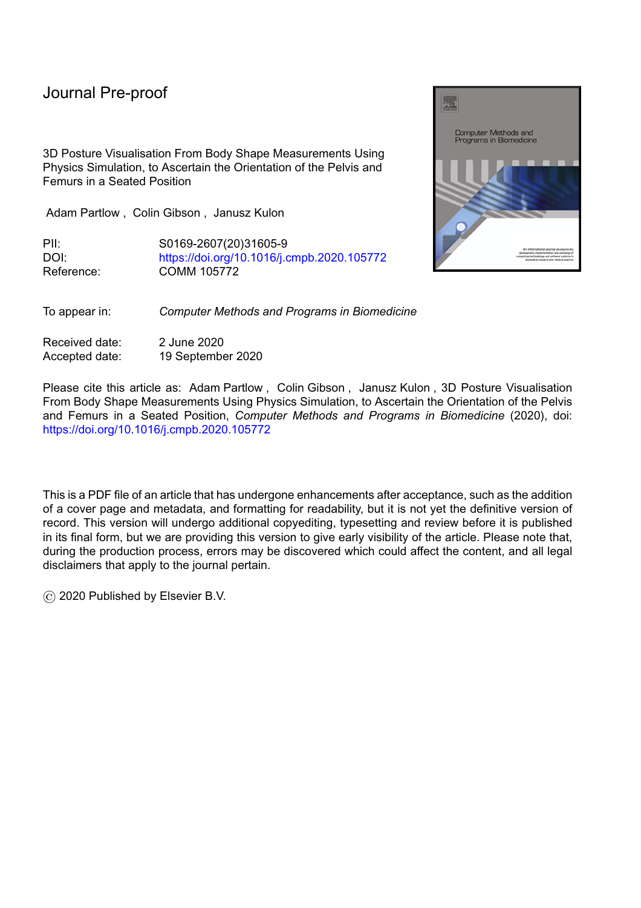# Journal Pre-proof

3D Posture Visualisation From Body Shape Measurements Using Physics Simulation, to Ascertain the Orientation of the Pelvis and Femurs in a Seated Position

Adam Partlow , Colin Gibson , Janusz Kulon

PII: S0169-2607(20)31605-9
DOI: https://doi.org/10.1016/j.cmpb.2020.105772
Reference: COMM 105772

To appear in: *Computer Methods and Programs in Biomedicine*

Received date: 2 June 2020
Accepted date: 19 September 2020

Please cite this article as: Adam Partlow , Colin Gibson , Janusz Kulon , 3D Posture Visualisation From Body Shape Measurements Using Physics Simulation, to Ascertain the Orientation of the Pelvis and Femurs in a Seated Position, *Computer Methods and Programs in Biomedicine* (2020), doi: https://doi.org/10.1016/j.cmpb.2020.105772

This is a PDF file of an article that has undergone enhancements after acceptance, such as the addition of a cover page and metadata, and formatting for readability, but it is not yet the definitive version of record. This version will undergo additional copyediting, typesetting and review before it is published in its final form, but we are providing this version to give early visibility of the article. Please note that, during the production process, errors may be discovered which could affect the content, and all legal disclaimers that apply to the journal pertain.

© 2020 Published by Elsevier B.V.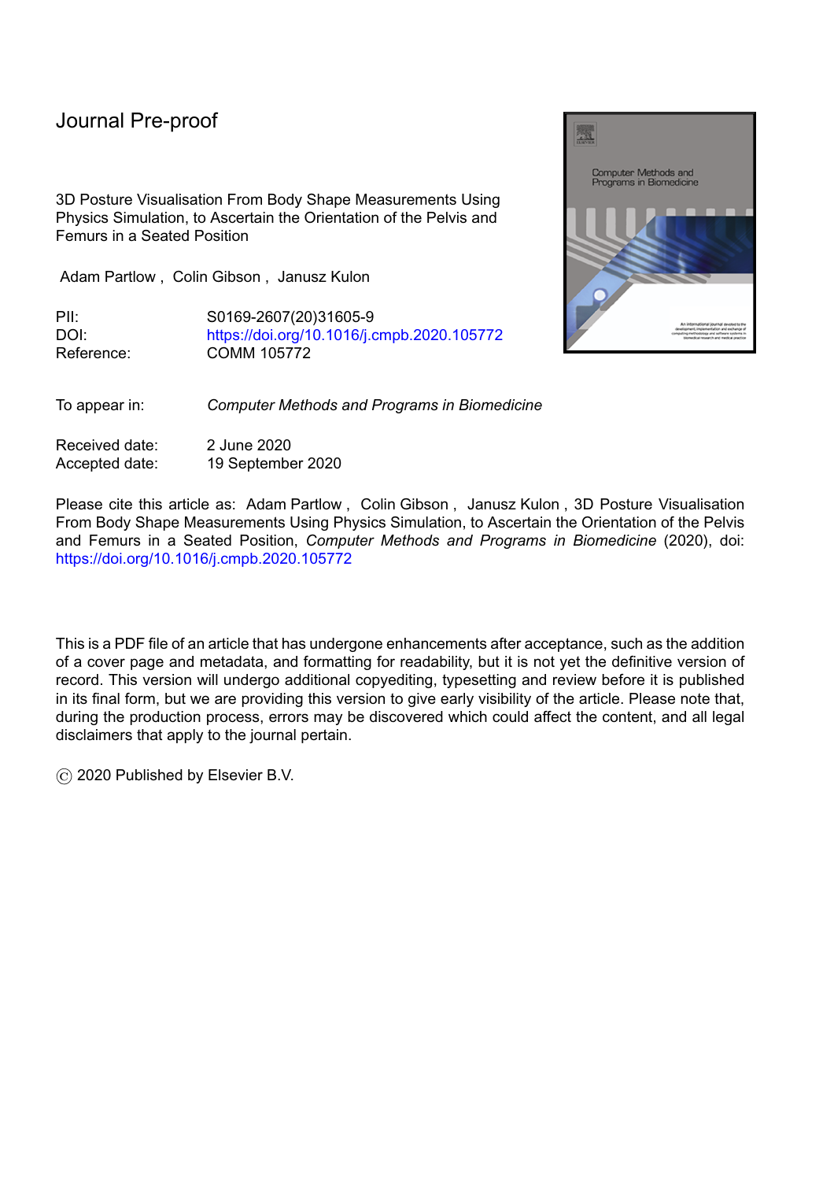# Journal Pre-proof

3D Posture Visualisation From Body Shape Measurements Using Physics Simulation, to Ascertain the Orientation of the Pelvis and Femurs in a Seated Position

Adam Partlow , Colin Gibson , Janusz Kulon

PII: S0169-2607(20)31605-9
DOI: https://doi.org/10.1016/j.cmpb.2020.105772
Reference: COMM 105772

To appear in: *Computer Methods and Programs in Biomedicine*

Received date: 2 June 2020
Accepted date: 19 September 2020

Please cite this article as: Adam Partlow , Colin Gibson , Janusz Kulon , 3D Posture Visualisation From Body Shape Measurements Using Physics Simulation, to Ascertain the Orientation of the Pelvis and Femurs in a Seated Position, *Computer Methods and Programs in Biomedicine* (2020), doi: https://doi.org/10.1016/j.cmpb.2020.105772

This is a PDF file of an article that has undergone enhancements after acceptance, such as the addition of a cover page and metadata, and formatting for readability, but it is not yet the definitive version of record. This version will undergo additional copyediting, typesetting and review before it is published in its final form, but we are providing this version to give early visibility of the article. Please note that, during the production process, errors may be discovered which could affect the content, and all legal disclaimers that apply to the journal pertain.

© 2020 Published by Elsevier B.V.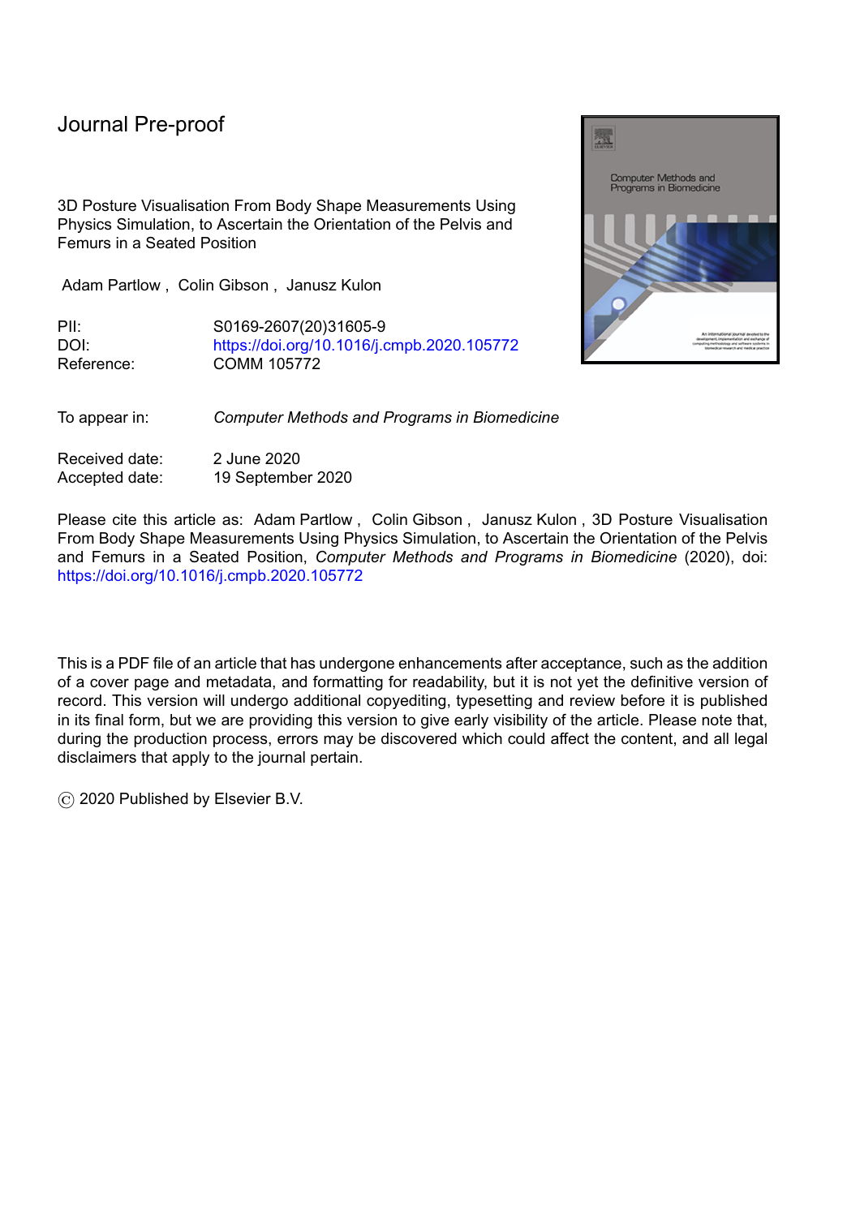Journal Pre-proof

3D Posture Visualisation From Body Shape Measurements Using Physics Simulation, to Ascertain the Orientation of the Pelvis and Femurs in a Seated Position

Adam Partlow , Colin Gibson , Janusz Kulon

PII: S0169-2607(20)31605-9
DOI: https://doi.org/10.1016/j.cmpb.2020.105772
Reference: COMM 105772

To appear in: *Computer Methods and Programs in Biomedicine*

Received date: 2 June 2020
Accepted date: 19 September 2020

Please cite this article as: Adam Partlow , Colin Gibson , Janusz Kulon , 3D Posture Visualisation From Body Shape Measurements Using Physics Simulation, to Ascertain the Orientation of the Pelvis and Femurs in a Seated Position, *Computer Methods and Programs in Biomedicine* (2020), doi: https://doi.org/10.1016/j.cmpb.2020.105772

This is a PDF file of an article that has undergone enhancements after acceptance, such as the addition of a cover page and metadata, and formatting for readability, but it is not yet the definitive version of record. This version will undergo additional copyediting, typesetting and review before it is published in its final form, but we are providing this version to give early visibility of the article. Please note that, during the production process, errors may be discovered which could affect the content, and all legal disclaimers that apply to the journal pertain.

© 2020 Published by Elsevier B.V.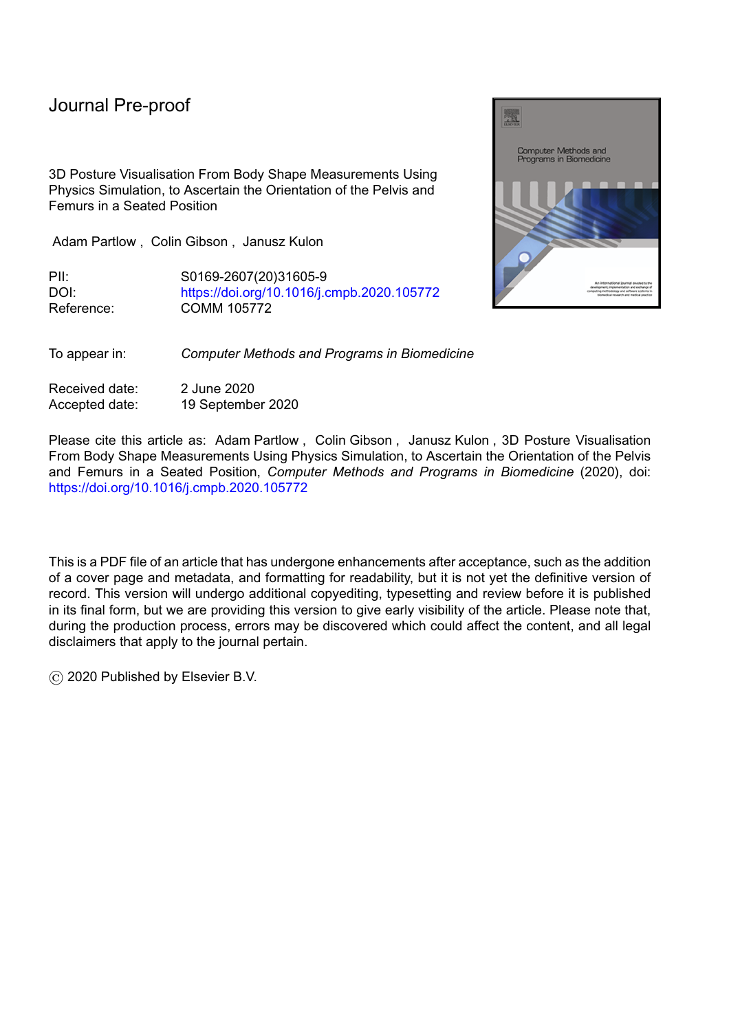# Journal Pre-proof

3D Posture Visualisation From Body Shape Measurements Using Physics Simulation, to Ascertain the Orientation of the Pelvis and Femurs in a Seated Position

Adam Partlow , Colin Gibson , Janusz Kulon

PII: S0169-2607(20)31605-9
DOI: https://doi.org/10.1016/j.cmpb.2020.105772
Reference: COMM 105772

To appear in: *Computer Methods and Programs in Biomedicine*

Received date: 2 June 2020
Accepted date: 19 September 2020

Please cite this article as: Adam Partlow , Colin Gibson , Janusz Kulon , 3D Posture Visualisation From Body Shape Measurements Using Physics Simulation, to Ascertain the Orientation of the Pelvis and Femurs in a Seated Position, *Computer Methods and Programs in Biomedicine* (2020), doi: https://doi.org/10.1016/j.cmpb.2020.105772

This is a PDF file of an article that has undergone enhancements after acceptance, such as the addition of a cover page and metadata, and formatting for readability, but it is not yet the definitive version of record. This version will undergo additional copyediting, typesetting and review before it is published in its final form, but we are providing this version to give early visibility of the article. Please note that, during the production process, errors may be discovered which could affect the content, and all legal disclaimers that apply to the journal pertain.

© 2020 Published by Elsevier B.V.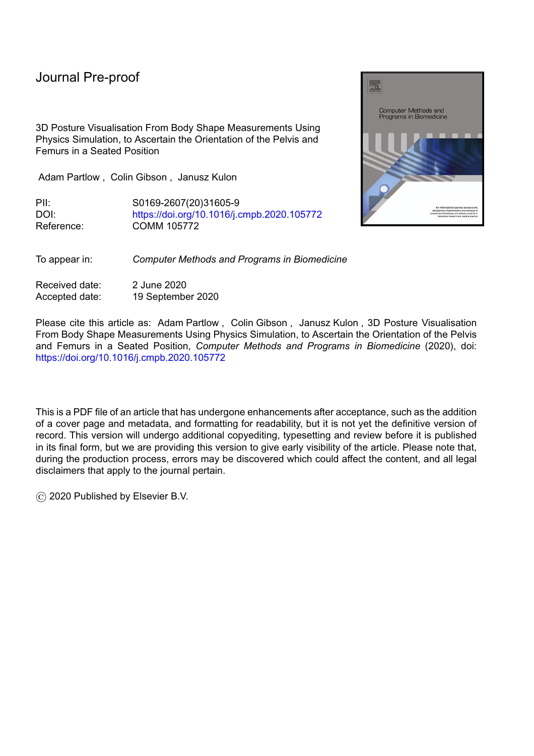# Journal Pre-proof

3D Posture Visualisation From Body Shape Measurements Using Physics Simulation, to Ascertain the Orientation of the Pelvis and Femurs in a Seated Position

Adam Partlow , Colin Gibson , Janusz Kulon

PII: S0169-2607(20)31605-9
DOI: https://doi.org/10.1016/j.cmpb.2020.105772
Reference: COMM 105772

To appear in: *Computer Methods and Programs in Biomedicine*

Received date: 2 June 2020
Accepted date: 19 September 2020

Please cite this article as: Adam Partlow , Colin Gibson , Janusz Kulon , 3D Posture Visualisation From Body Shape Measurements Using Physics Simulation, to Ascertain the Orientation of the Pelvis and Femurs in a Seated Position, *Computer Methods and Programs in Biomedicine* (2020), doi: https://doi.org/10.1016/j.cmpb.2020.105772

This is a PDF file of an article that has undergone enhancements after acceptance, such as the addition of a cover page and metadata, and formatting for readability, but it is not yet the definitive version of record. This version will undergo additional copyediting, typesetting and review before it is published in its final form, but we are providing this version to give early visibility of the article. Please note that, during the production process, errors may be discovered which could affect the content, and all legal disclaimers that apply to the journal pertain.

© 2020 Published by Elsevier B.V.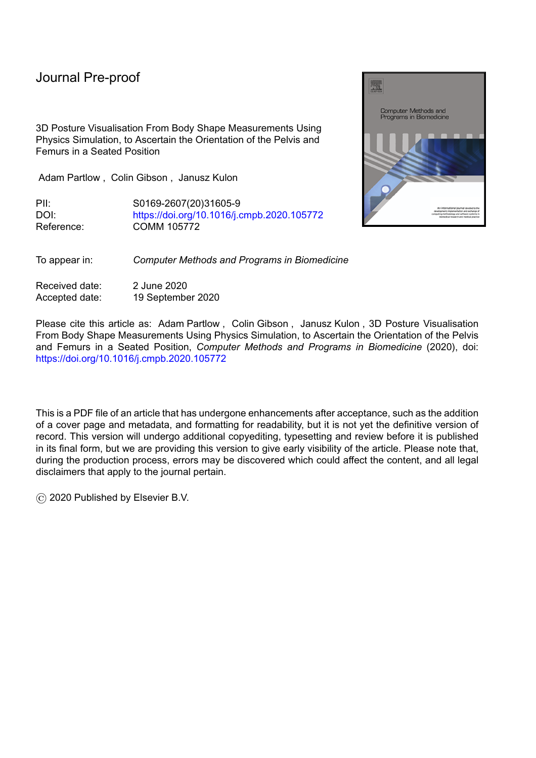Journal Pre-proof

3D Posture Visualisation From Body Shape Measurements Using Physics Simulation, to Ascertain the Orientation of the Pelvis and Femurs in a Seated Position

Adam Partlow , Colin Gibson , Janusz Kulon

PII: S0169-2607(20)31605-9
DOI: https://doi.org/10.1016/j.cmpb.2020.105772
Reference: COMM 105772

To appear in: *Computer Methods and Programs in Biomedicine*

Received date: 2 June 2020
Accepted date: 19 September 2020

Please cite this article as: Adam Partlow , Colin Gibson , Janusz Kulon , 3D Posture Visualisation From Body Shape Measurements Using Physics Simulation, to Ascertain the Orientation of the Pelvis and Femurs in a Seated Position, *Computer Methods and Programs in Biomedicine* (2020), doi: https://doi.org/10.1016/j.cmpb.2020.105772

This is a PDF file of an article that has undergone enhancements after acceptance, such as the addition of a cover page and metadata, and formatting for readability, but it is not yet the definitive version of record. This version will undergo additional copyediting, typesetting and review before it is published in its final form, but we are providing this version to give early visibility of the article. Please note that, during the production process, errors may be discovered which could affect the content, and all legal disclaimers that apply to the journal pertain.

© 2020 Published by Elsevier B.V.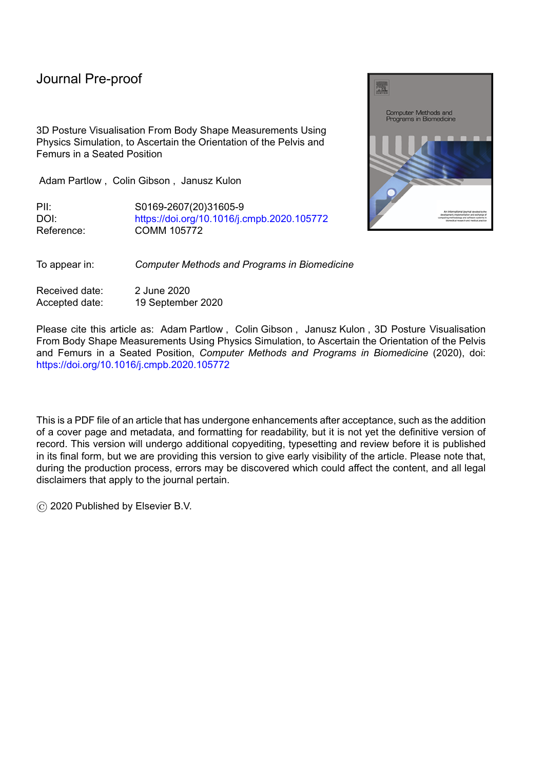# Journal Pre-proof

3D Posture Visualisation From Body Shape Measurements Using Physics Simulation, to Ascertain the Orientation of the Pelvis and Femurs in a Seated Position

Adam Partlow , Colin Gibson , Janusz Kulon

PII: S0169-2607(20)31605-9
DOI: https://doi.org/10.1016/j.cmpb.2020.105772
Reference: COMM 105772

To appear in: *Computer Methods and Programs in Biomedicine*

Received date: 2 June 2020
Accepted date: 19 September 2020

Please cite this article as: Adam Partlow , Colin Gibson , Janusz Kulon , 3D Posture Visualisation From Body Shape Measurements Using Physics Simulation, to Ascertain the Orientation of the Pelvis and Femurs in a Seated Position, *Computer Methods and Programs in Biomedicine* (2020), doi: https://doi.org/10.1016/j.cmpb.2020.105772

This is a PDF file of an article that has undergone enhancements after acceptance, such as the addition of a cover page and metadata, and formatting for readability, but it is not yet the definitive version of record. This version will undergo additional copyediting, typesetting and review before it is published in its final form, but we are providing this version to give early visibility of the article. Please note that, during the production process, errors may be discovered which could affect the content, and all legal disclaimers that apply to the journal pertain.

© 2020 Published by Elsevier B.V.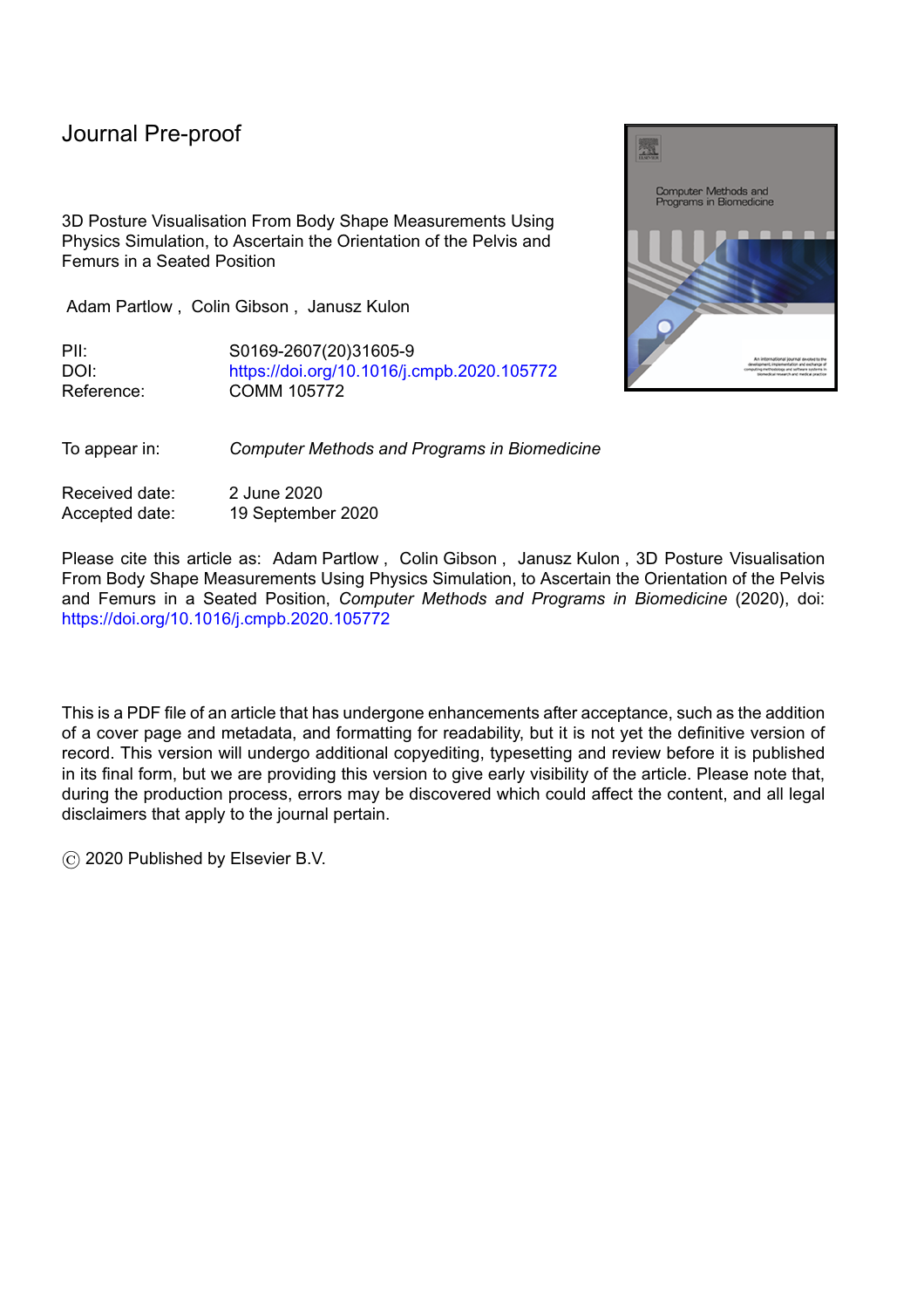# Journal Pre-proof

3D Posture Visualisation From Body Shape Measurements Using Physics Simulation, to Ascertain the Orientation of the Pelvis and Femurs in a Seated Position

Adam Partlow , Colin Gibson , Janusz Kulon

PII: S0169-2607(20)31605-9
DOI: https://doi.org/10.1016/j.cmpb.2020.105772
Reference: COMM 105772

To appear in: *Computer Methods and Programs in Biomedicine*

Received date: 2 June 2020
Accepted date: 19 September 2020

Please cite this article as: Adam Partlow , Colin Gibson , Janusz Kulon , 3D Posture Visualisation From Body Shape Measurements Using Physics Simulation, to Ascertain the Orientation of the Pelvis and Femurs in a Seated Position, *Computer Methods and Programs in Biomedicine* (2020), doi: https://doi.org/10.1016/j.cmpb.2020.105772

This is a PDF file of an article that has undergone enhancements after acceptance, such as the addition of a cover page and metadata, and formatting for readability, but it is not yet the definitive version of record. This version will undergo additional copyediting, typesetting and review before it is published in its final form, but we are providing this version to give early visibility of the article. Please note that, during the production process, errors may be discovered which could affect the content, and all legal disclaimers that apply to the journal pertain.

© 2020 Published by Elsevier B.V.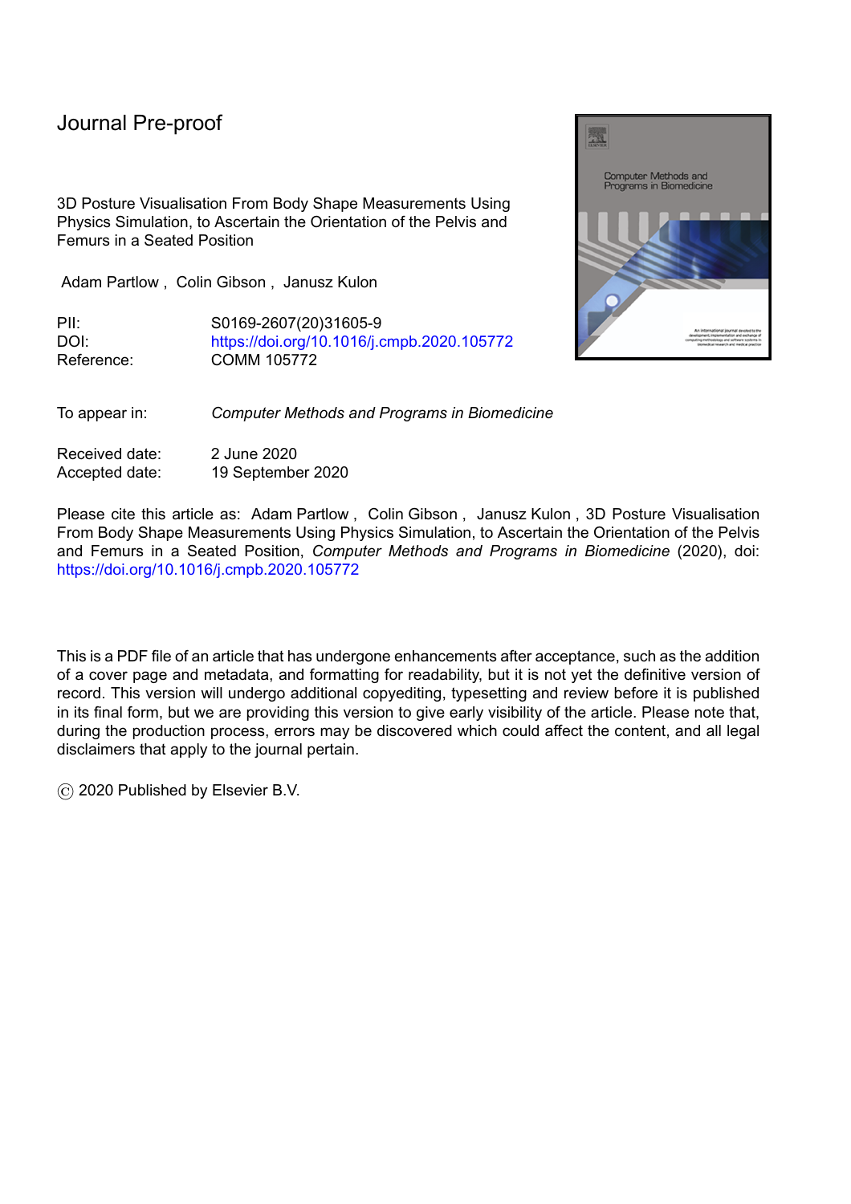# Journal Pre-proof

3D Posture Visualisation From Body Shape Measurements Using Physics Simulation, to Ascertain the Orientation of the Pelvis and Femurs in a Seated Position

Adam Partlow , Colin Gibson , Janusz Kulon

PII: S0169-2607(20)31605-9
DOI: https://doi.org/10.1016/j.cmpb.2020.105772
Reference: COMM 105772

To appear in: *Computer Methods and Programs in Biomedicine*

Received date: 2 June 2020
Accepted date: 19 September 2020

Please cite this article as: Adam Partlow , Colin Gibson , Janusz Kulon , 3D Posture Visualisation From Body Shape Measurements Using Physics Simulation, to Ascertain the Orientation of the Pelvis and Femurs in a Seated Position, *Computer Methods and Programs in Biomedicine* (2020), doi: https://doi.org/10.1016/j.cmpb.2020.105772

This is a PDF file of an article that has undergone enhancements after acceptance, such as the addition of a cover page and metadata, and formatting for readability, but it is not yet the definitive version of record. This version will undergo additional copyediting, typesetting and review before it is published in its final form, but we are providing this version to give early visibility of the article. Please note that, during the production process, errors may be discovered which could affect the content, and all legal disclaimers that apply to the journal pertain.

© 2020 Published by Elsevier B.V.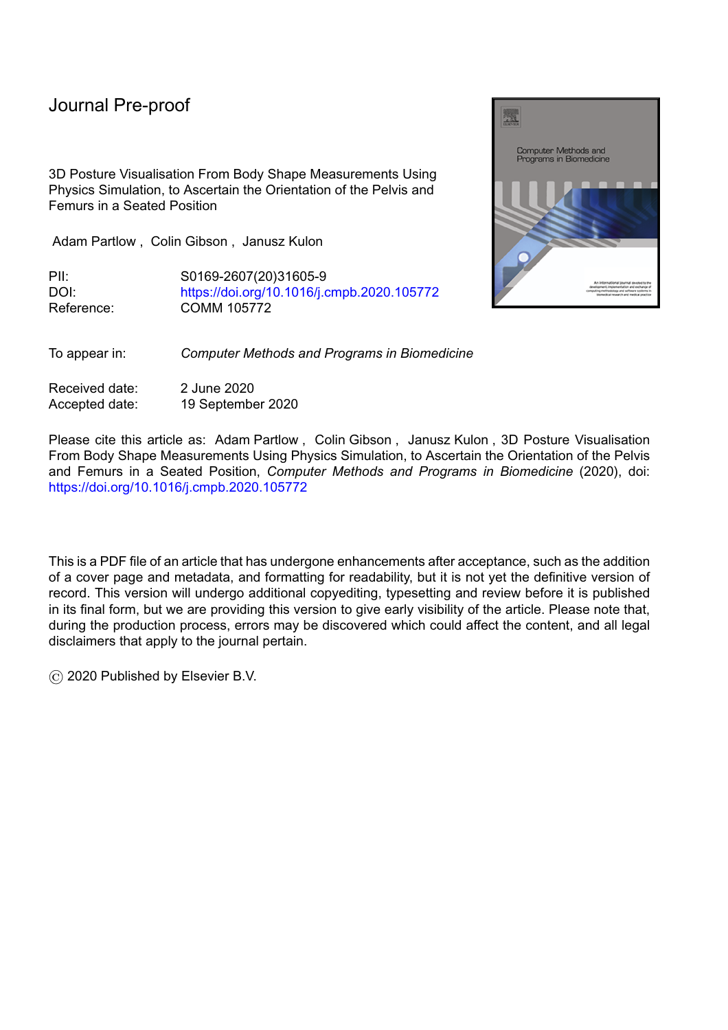Journal Pre-proof

3D Posture Visualisation From Body Shape Measurements Using Physics Simulation, to Ascertain the Orientation of the Pelvis and Femurs in a Seated Position

Adam Partlow , Colin Gibson , Janusz Kulon

PII: S0169-2607(20)31605-9
DOI: https://doi.org/10.1016/j.cmpb.2020.105772
Reference: COMM 105772

To appear in: *Computer Methods and Programs in Biomedicine*

Received date: 2 June 2020
Accepted date: 19 September 2020

Please cite this article as: Adam Partlow , Colin Gibson , Janusz Kulon , 3D Posture Visualisation From Body Shape Measurements Using Physics Simulation, to Ascertain the Orientation of the Pelvis and Femurs in a Seated Position, *Computer Methods and Programs in Biomedicine* (2020), doi: https://doi.org/10.1016/j.cmpb.2020.105772

This is a PDF file of an article that has undergone enhancements after acceptance, such as the addition of a cover page and metadata, and formatting for readability, but it is not yet the definitive version of record. This version will undergo additional copyediting, typesetting and review before it is published in its final form, but we are providing this version to give early visibility of the article. Please note that, during the production process, errors may be discovered which could affect the content, and all legal disclaimers that apply to the journal pertain.

© 2020 Published by Elsevier B.V.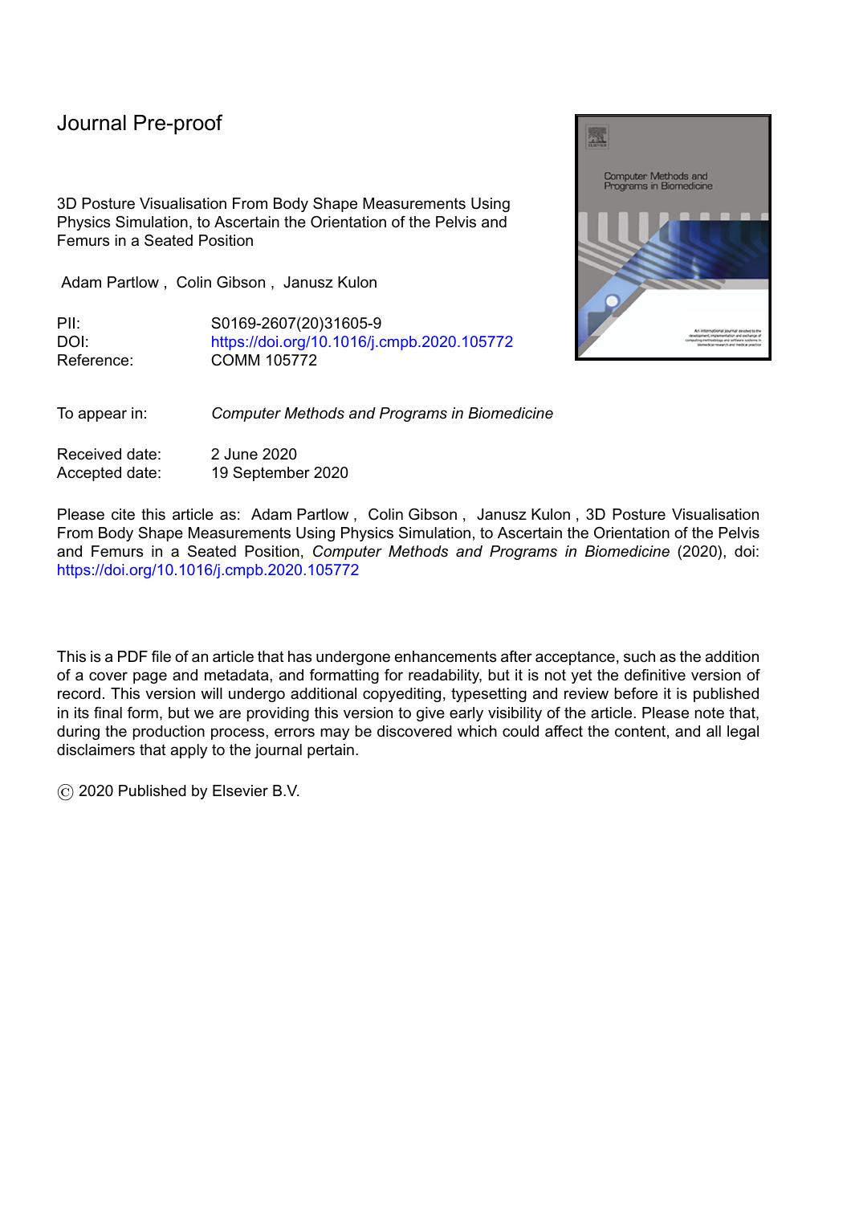# Journal Pre-proof

3D Posture Visualisation From Body Shape Measurements Using Physics Simulation, to Ascertain the Orientation of the Pelvis and Femurs in a Seated Position

Adam Partlow , Colin Gibson , Janusz Kulon

| | |
|---|---|
| PII: | S0169-2607(20)31605-9 |
| DOI: | https://doi.org/10.1016/j.cmpb.2020.105772 |
| Reference: | COMM 105772 |

To appear in: *Computer Methods and Programs in Biomedicine*

| | |
|---|---|
| Received date: | 2 June 2020 |
| Accepted date: | 19 September 2020 |

Please cite this article as: Adam Partlow , Colin Gibson , Janusz Kulon , 3D Posture Visualisation From Body Shape Measurements Using Physics Simulation, to Ascertain the Orientation of the Pelvis and Femurs in a Seated Position, *Computer Methods and Programs in Biomedicine* (2020), doi: https://doi.org/10.1016/j.cmpb.2020.105772

This is a PDF file of an article that has undergone enhancements after acceptance, such as the addition of a cover page and metadata, and formatting for readability, but it is not yet the definitive version of record. This version will undergo additional copyediting, typesetting and review before it is published in its final form, but we are providing this version to give early visibility of the article. Please note that, during the production process, errors may be discovered which could affect the content, and all legal disclaimers that apply to the journal pertain.

© 2020 Published by Elsevier B.V.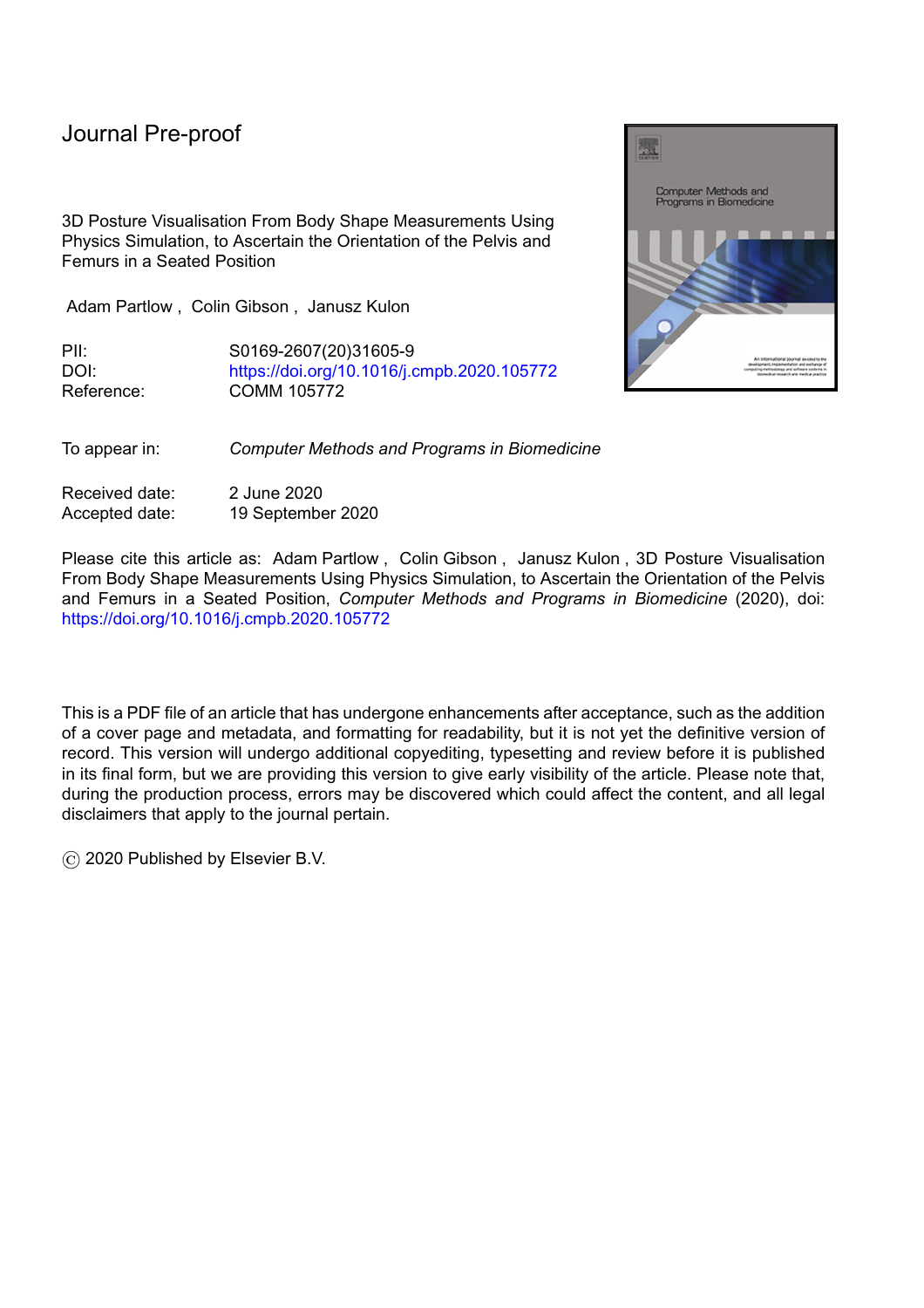# Journal Pre-proof

3D Posture Visualisation From Body Shape Measurements Using Physics Simulation, to Ascertain the Orientation of the Pelvis and Femurs in a Seated Position

Adam Partlow , Colin Gibson , Janusz Kulon

PII: S0169-2607(20)31605-9
DOI: https://doi.org/10.1016/j.cmpb.2020.105772
Reference: COMM 105772

To appear in: *Computer Methods and Programs in Biomedicine*

Received date: 2 June 2020
Accepted date: 19 September 2020

Please cite this article as: Adam Partlow , Colin Gibson , Janusz Kulon , 3D Posture Visualisation From Body Shape Measurements Using Physics Simulation, to Ascertain the Orientation of the Pelvis and Femurs in a Seated Position, *Computer Methods and Programs in Biomedicine* (2020), doi: https://doi.org/10.1016/j.cmpb.2020.105772

This is a PDF file of an article that has undergone enhancements after acceptance, such as the addition of a cover page and metadata, and formatting for readability, but it is not yet the definitive version of record. This version will undergo additional copyediting, typesetting and review before it is published in its final form, but we are providing this version to give early visibility of the article. Please note that, during the production process, errors may be discovered which could affect the content, and all legal disclaimers that apply to the journal pertain.

© 2020 Published by Elsevier B.V.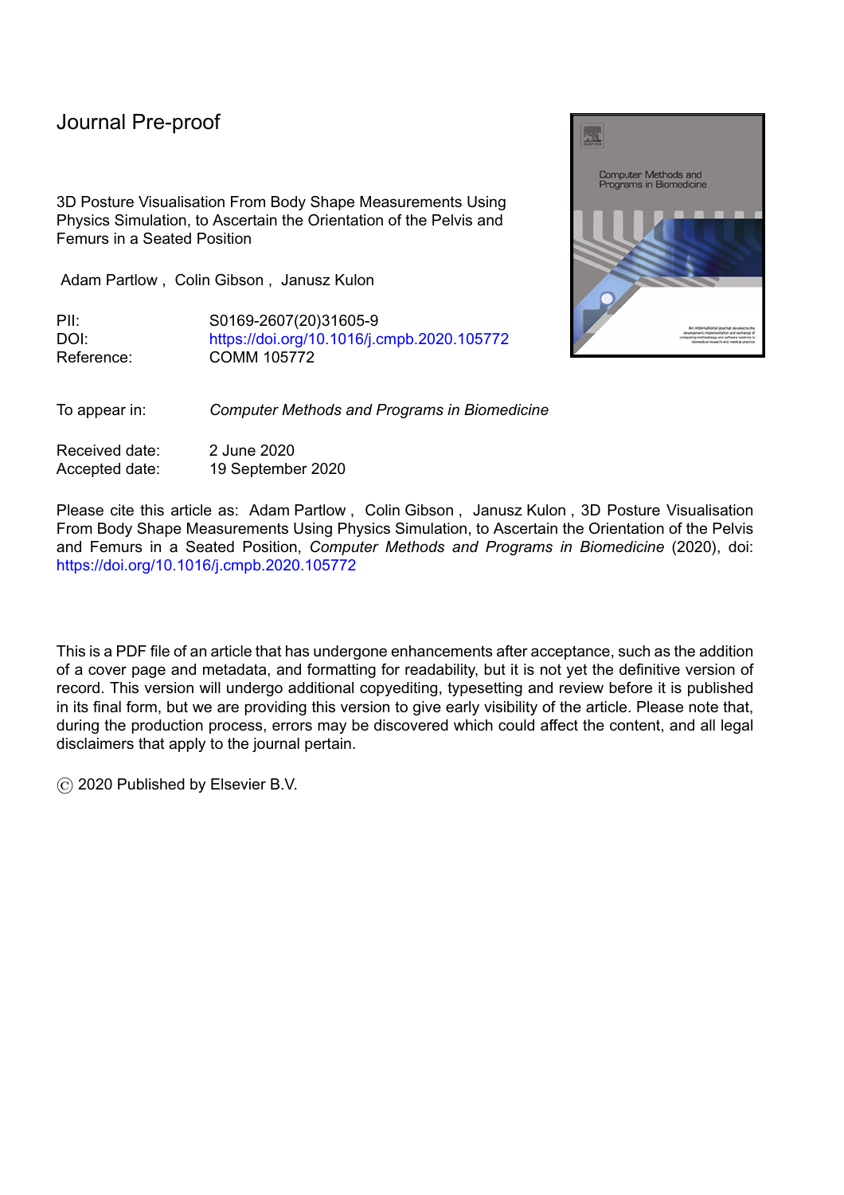Journal Pre-proof

3D Posture Visualisation From Body Shape Measurements Using Physics Simulation, to Ascertain the Orientation of the Pelvis and Femurs in a Seated Position

Adam Partlow , Colin Gibson , Janusz Kulon

PII: S0169-2607(20)31605-9
DOI: https://doi.org/10.1016/j.cmpb.2020.105772
Reference: COMM 105772

To appear in: *Computer Methods and Programs in Biomedicine*

Received date: 2 June 2020
Accepted date: 19 September 2020

Please cite this article as: Adam Partlow , Colin Gibson , Janusz Kulon , 3D Posture Visualisation From Body Shape Measurements Using Physics Simulation, to Ascertain the Orientation of the Pelvis and Femurs in a Seated Position, *Computer Methods and Programs in Biomedicine* (2020), doi: https://doi.org/10.1016/j.cmpb.2020.105772

This is a PDF file of an article that has undergone enhancements after acceptance, such as the addition of a cover page and metadata, and formatting for readability, but it is not yet the definitive version of record. This version will undergo additional copyediting, typesetting and review before it is published in its final form, but we are providing this version to give early visibility of the article. Please note that, during the production process, errors may be discovered which could affect the content, and all legal disclaimers that apply to the journal pertain.

© 2020 Published by Elsevier B.V.